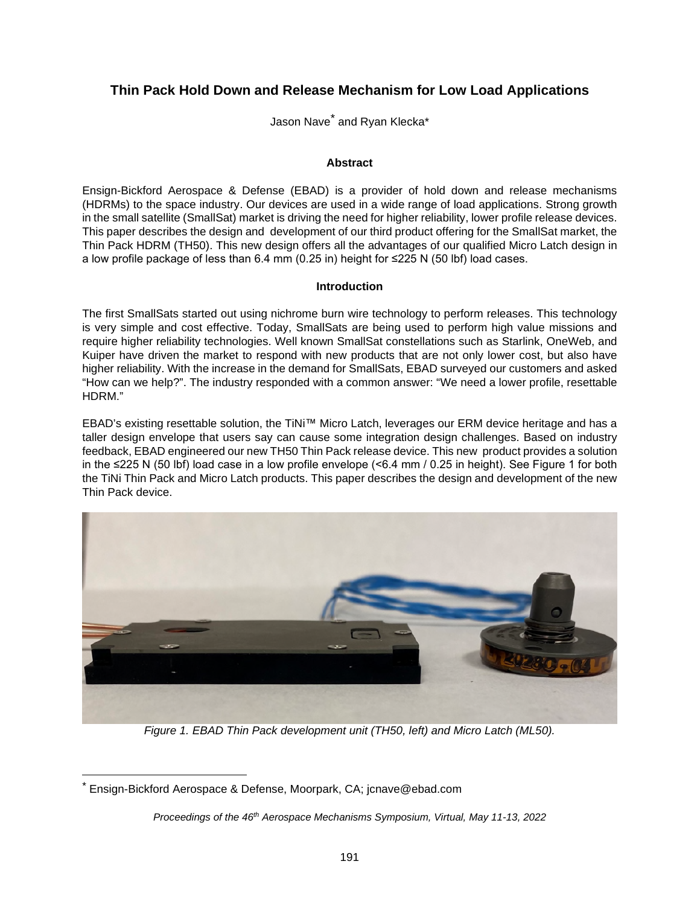# Thin Pack Hold Down and Release Mechanism for Low Load Applications

Jason Nave* and Ryan Klecka*

## Abstract

Ensign-Bickford Aerospace & Defense (EBAD) is a provider of hold down and release mechanisms (HDRMs) to the space industry. Our devices are used in a wide range of load applications. Strong growth in the small satellite (SmallSat) market is driving the need for higher reliability, lower profile release devices. This paper describes the design and development of our third product offering for the SmallSat market, the Thin Pack HDRM (TH50). This new design offers all the advantages of our qualified Micro Latch design in a low profile package of less than 6.4 mm (0.25 in) height for ≤225 N (50 lbf) load cases.

## Introduction

The first SmallSats started out using nichrome burn wire technology to perform releases. This technology is very simple and cost effective. Today, SmallSats are being used to perform high value missions and require higher reliability technologies. Well known SmallSat constellations such as Starlink, OneWeb, and Kuiper have driven the market to respond with new products that are not only lower cost, but also have higher reliability. With the increase in the demand for SmallSats, EBAD surveyed our customers and asked "How can we help?". The industry responded with a common answer: "We need a lower profile, resettable HDRM."

EBAD's existing resettable solution, the TiNi™ Micro Latch, leverages our ERM device heritage and has a taller design envelope that users say can cause some integration design challenges. Based on industry feedback, EBAD engineered our new TH50 Thin Pack release device. This new product provides a solution in the ≤225 N (50 lbf) load case in a low profile envelope (<6.4 mm / 0.25 in height). See Figure 1 for both the TiNi Thin Pack and Micro Latch products. This paper describes the design and development of the new Thin Pack device.

*Figure 1. EBAD Thin Pack development unit (TH50, left) and Micro Latch (ML50).*

---

* Ensign-Bickford Aerospace & Defense, Moorpark, CA; jcnave@ebad.com

*Proceedings of the 46th Aerospace Mechanisms Symposium, Virtual, May 11-13, 2022*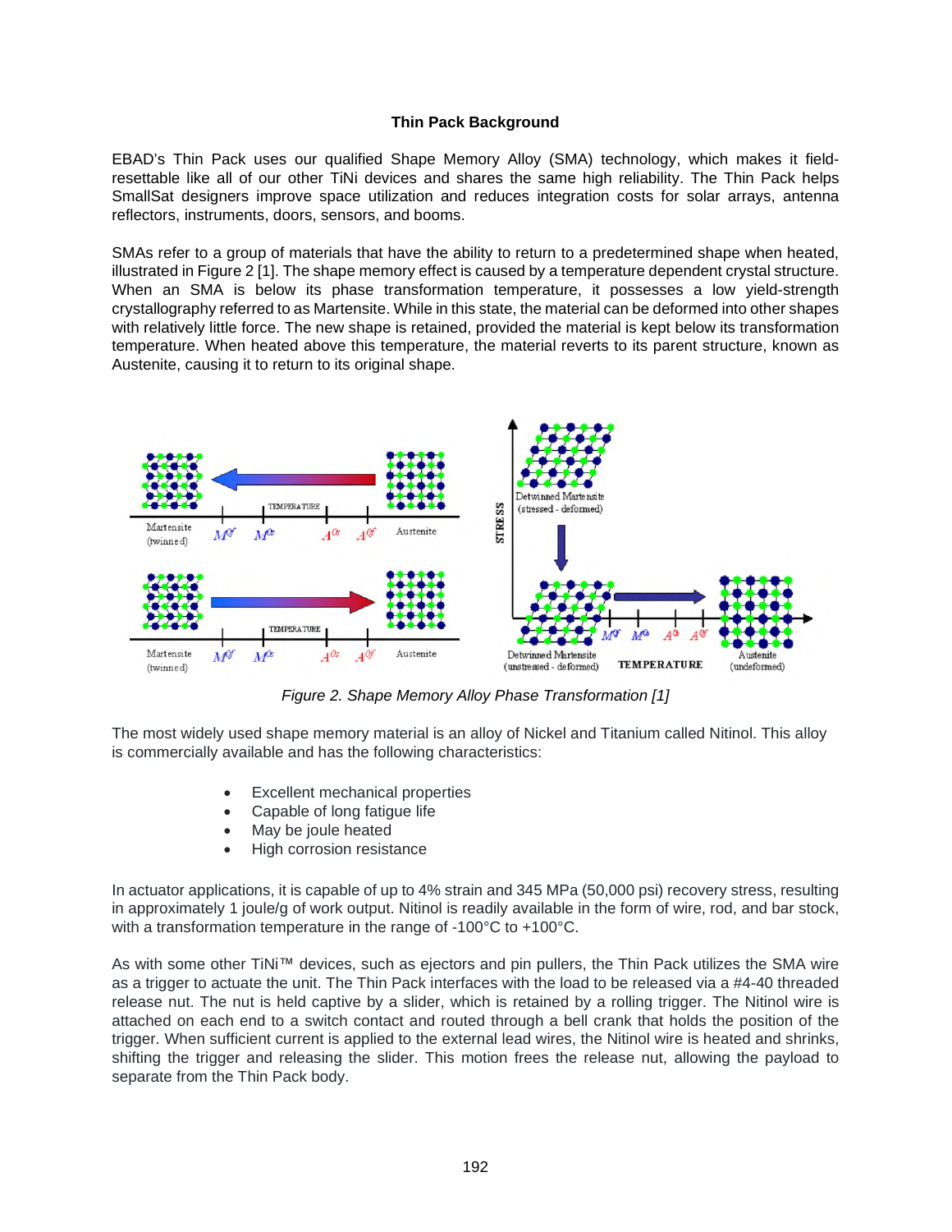**Thin Pack Background**

EBAD's Thin Pack uses our qualified Shape Memory Alloy (SMA) technology, which makes it field-resettable like all of our other TiNi devices and shares the same high reliability. The Thin Pack helps SmallSat designers improve space utilization and reduces integration costs for solar arrays, antenna reflectors, instruments, doors, sensors, and booms.

SMAs refer to a group of materials that have the ability to return to a predetermined shape when heated, illustrated in Figure 2 [1]. The shape memory effect is caused by a temperature dependent crystal structure. When an SMA is below its phase transformation temperature, it possesses a low yield-strength crystallography referred to as Martensite. While in this state, the material can be deformed into other shapes with relatively little force. The new shape is retained, provided the material is kept below its transformation temperature. When heated above this temperature, the material reverts to its parent structure, known as Austenite, causing it to return to its original shape.

*Figure 2. Shape Memory Alloy Phase Transformation [1]*

The most widely used shape memory material is an alloy of Nickel and Titanium called Nitinol. This alloy is commercially available and has the following characteristics:

- Excellent mechanical properties
- Capable of long fatigue life
- May be joule heated
- High corrosion resistance

In actuator applications, it is capable of up to 4% strain and 345 MPa (50,000 psi) recovery stress, resulting in approximately 1 joule/g of work output. Nitinol is readily available in the form of wire, rod, and bar stock, with a transformation temperature in the range of -100°C to +100°C.

As with some other TiNi™ devices, such as ejectors and pin pullers, the Thin Pack utilizes the SMA wire as a trigger to actuate the unit. The Thin Pack interfaces with the load to be released via a #4-40 threaded release nut. The nut is held captive by a slider, which is retained by a rolling trigger. The Nitinol wire is attached on each end to a switch contact and routed through a bell crank that holds the position of the trigger. When sufficient current is applied to the external lead wires, the Nitinol wire is heated and shrinks, shifting the trigger and releasing the slider. This motion frees the release nut, allowing the payload to separate from the Thin Pack body.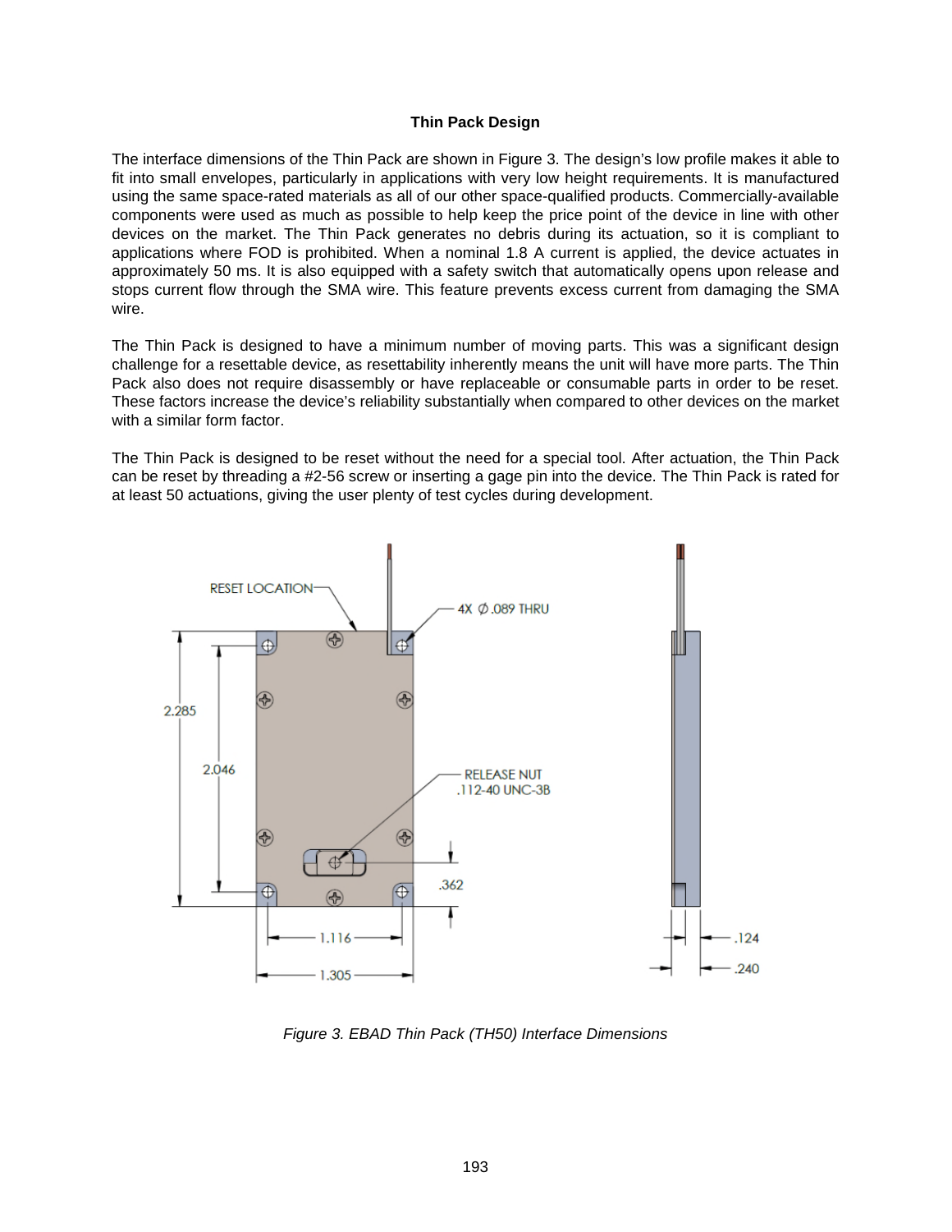### Thin Pack Design

The interface dimensions of the Thin Pack are shown in Figure 3. The design's low profile makes it able to fit into small envelopes, particularly in applications with very low height requirements. It is manufactured using the same space-rated materials as all of our other space-qualified products. Commercially-available components were used as much as possible to help keep the price point of the device in line with other devices on the market. The Thin Pack generates no debris during its actuation, so it is compliant to applications where FOD is prohibited. When a nominal 1.8 A current is applied, the device actuates in approximately 50 ms. It is also equipped with a safety switch that automatically opens upon release and stops current flow through the SMA wire. This feature prevents excess current from damaging the SMA wire.

The Thin Pack is designed to have a minimum number of moving parts. This was a significant design challenge for a resettable device, as resettability inherently means the unit will have more parts. The Thin Pack also does not require disassembly or have replaceable or consumable parts in order to be reset. These factors increase the device's reliability substantially when compared to other devices on the market with a similar form factor.

The Thin Pack is designed to be reset without the need for a special tool. After actuation, the Thin Pack can be reset by threading a #2-56 screw or inserting a gage pin into the device. The Thin Pack is rated for at least 50 actuations, giving the user plenty of test cycles during development.

*Figure 3. EBAD Thin Pack (TH50) Interface Dimensions*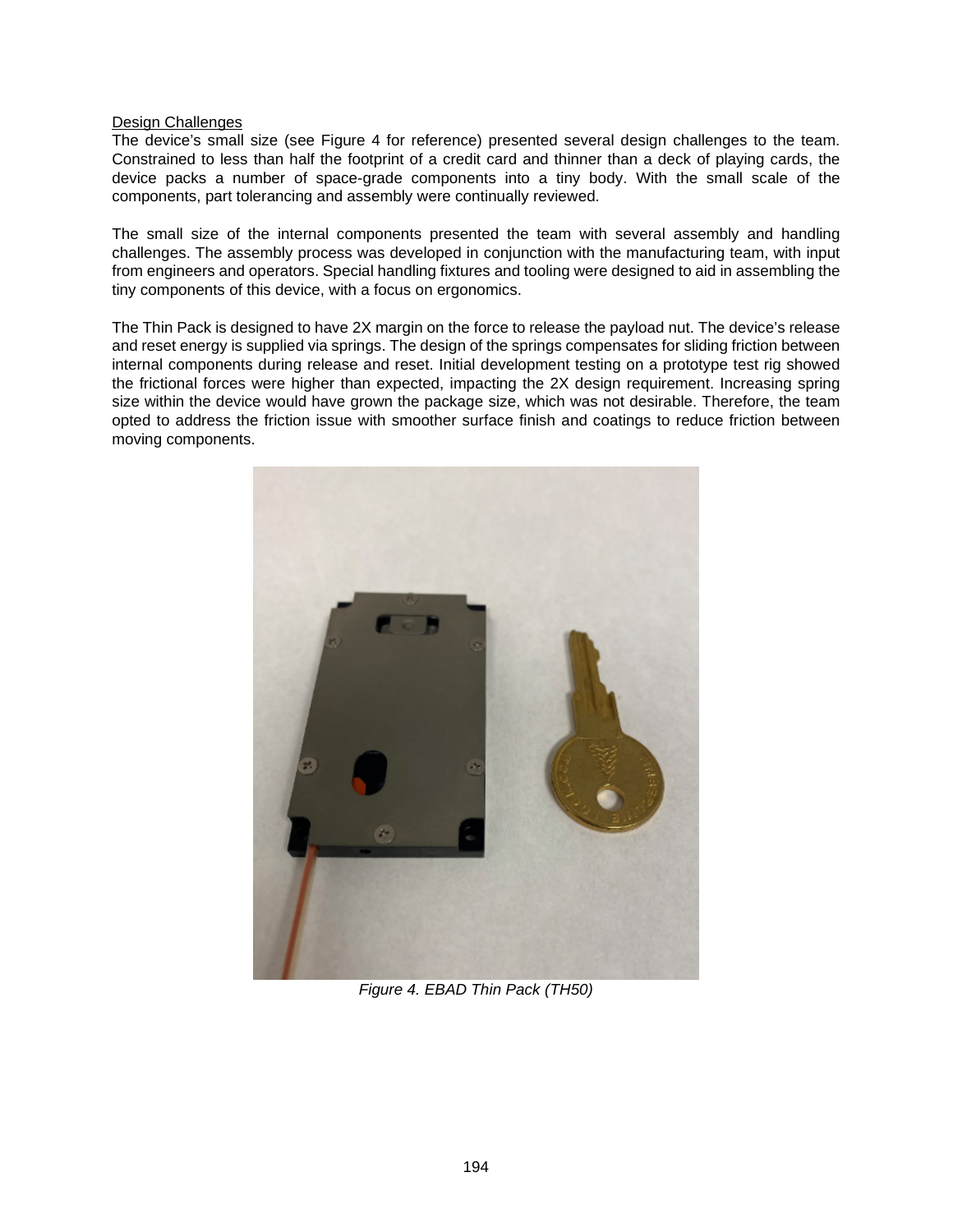Design Challenges

The device's small size (see Figure 4 for reference) presented several design challenges to the team. Constrained to less than half the footprint of a credit card and thinner than a deck of playing cards, the device packs a number of space-grade components into a tiny body. With the small scale of the components, part tolerancing and assembly were continually reviewed.

The small size of the internal components presented the team with several assembly and handling challenges. The assembly process was developed in conjunction with the manufacturing team, with input from engineers and operators. Special handling fixtures and tooling were designed to aid in assembling the tiny components of this device, with a focus on ergonomics.

The Thin Pack is designed to have 2X margin on the force to release the payload nut. The device's release and reset energy is supplied via springs. The design of the springs compensates for sliding friction between internal components during release and reset. Initial development testing on a prototype test rig showed the frictional forces were higher than expected, impacting the 2X design requirement. Increasing spring size within the device would have grown the package size, which was not desirable. Therefore, the team opted to address the friction issue with smoother surface finish and coatings to reduce friction between moving components.

*Figure 4. EBAD Thin Pack (TH50)*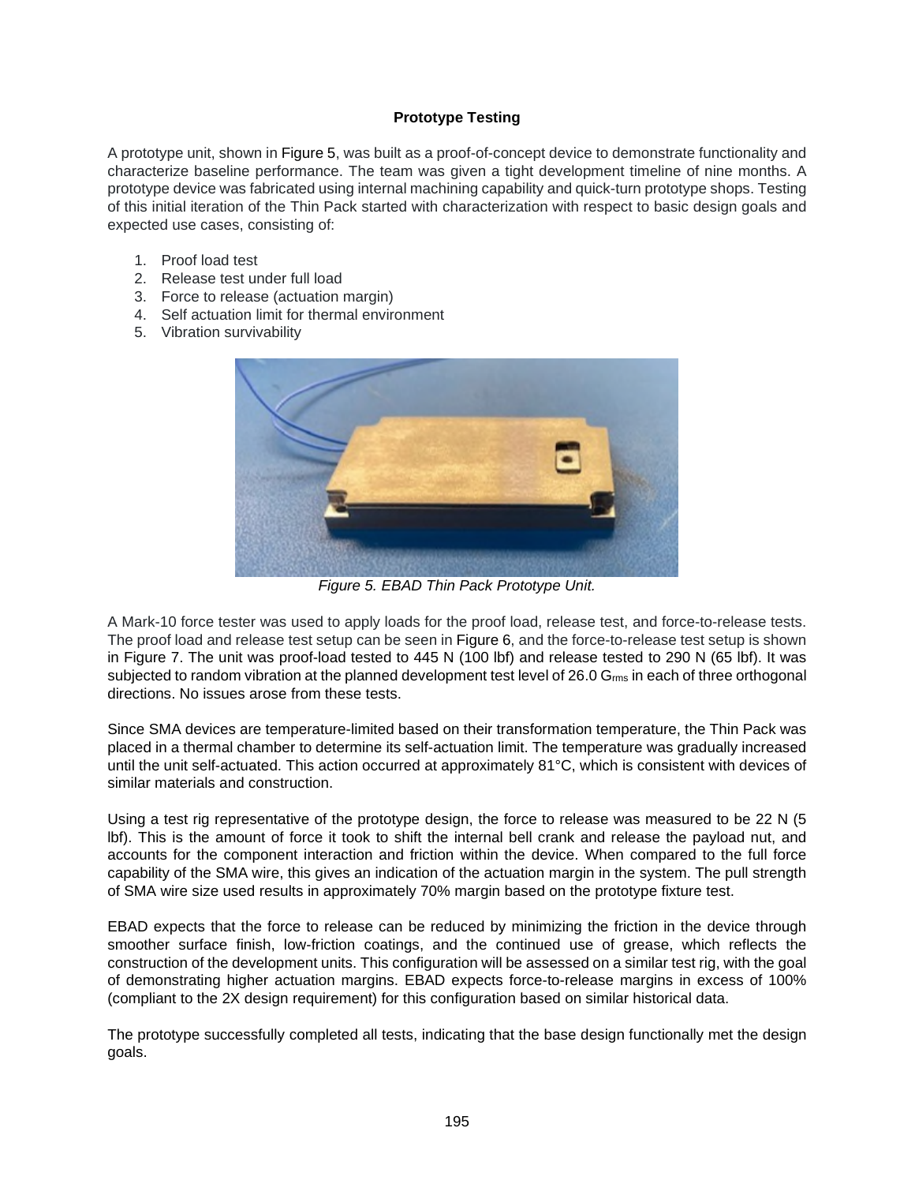## Prototype Testing

A prototype unit, shown in Figure 5, was built as a proof-of-concept device to demonstrate functionality and characterize baseline performance. The team was given a tight development timeline of nine months. A prototype device was fabricated using internal machining capability and quick-turn prototype shops. Testing of this initial iteration of the Thin Pack started with characterization with respect to basic design goals and expected use cases, consisting of:

1. Proof load test
2. Release test under full load
3. Force to release (actuation margin)
4. Self actuation limit for thermal environment
5. Vibration survivability

*Figure 5. EBAD Thin Pack Prototype Unit.*

A Mark-10 force tester was used to apply loads for the proof load, release test, and force-to-release tests. The proof load and release test setup can be seen in Figure 6, and the force-to-release test setup is shown in Figure 7. The unit was proof-load tested to 445 N (100 lbf) and release tested to 290 N (65 lbf). It was subjected to random vibration at the planned development test level of 26.0 $G_{rms}$ in each of three orthogonal directions. No issues arose from these tests.

Since SMA devices are temperature-limited based on their transformation temperature, the Thin Pack was placed in a thermal chamber to determine its self-actuation limit. The temperature was gradually increased until the unit self-actuated. This action occurred at approximately 81°C, which is consistent with devices of similar materials and construction.

Using a test rig representative of the prototype design, the force to release was measured to be 22 N (5 lbf). This is the amount of force it took to shift the internal bell crank and release the payload nut, and accounts for the component interaction and friction within the device. When compared to the full force capability of the SMA wire, this gives an indication of the actuation margin in the system. The pull strength of SMA wire size used results in approximately 70% margin based on the prototype fixture test.

EBAD expects that the force to release can be reduced by minimizing the friction in the device through smoother surface finish, low-friction coatings, and the continued use of grease, which reflects the construction of the development units. This configuration will be assessed on a similar test rig, with the goal of demonstrating higher actuation margins. EBAD expects force-to-release margins in excess of 100% (compliant to the 2X design requirement) for this configuration based on similar historical data.

The prototype successfully completed all tests, indicating that the base design functionally met the design goals.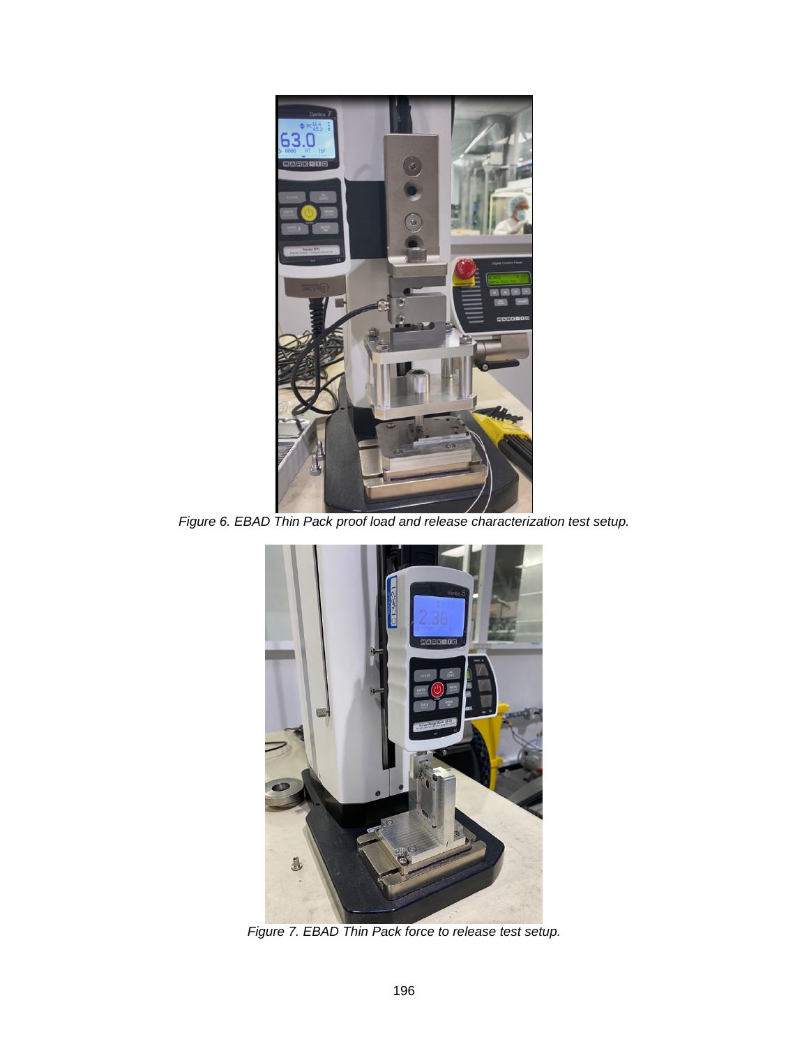Figure 6. EBAD Thin Pack proof load and release characterization test setup.

Figure 7. EBAD Thin Pack force to release test setup.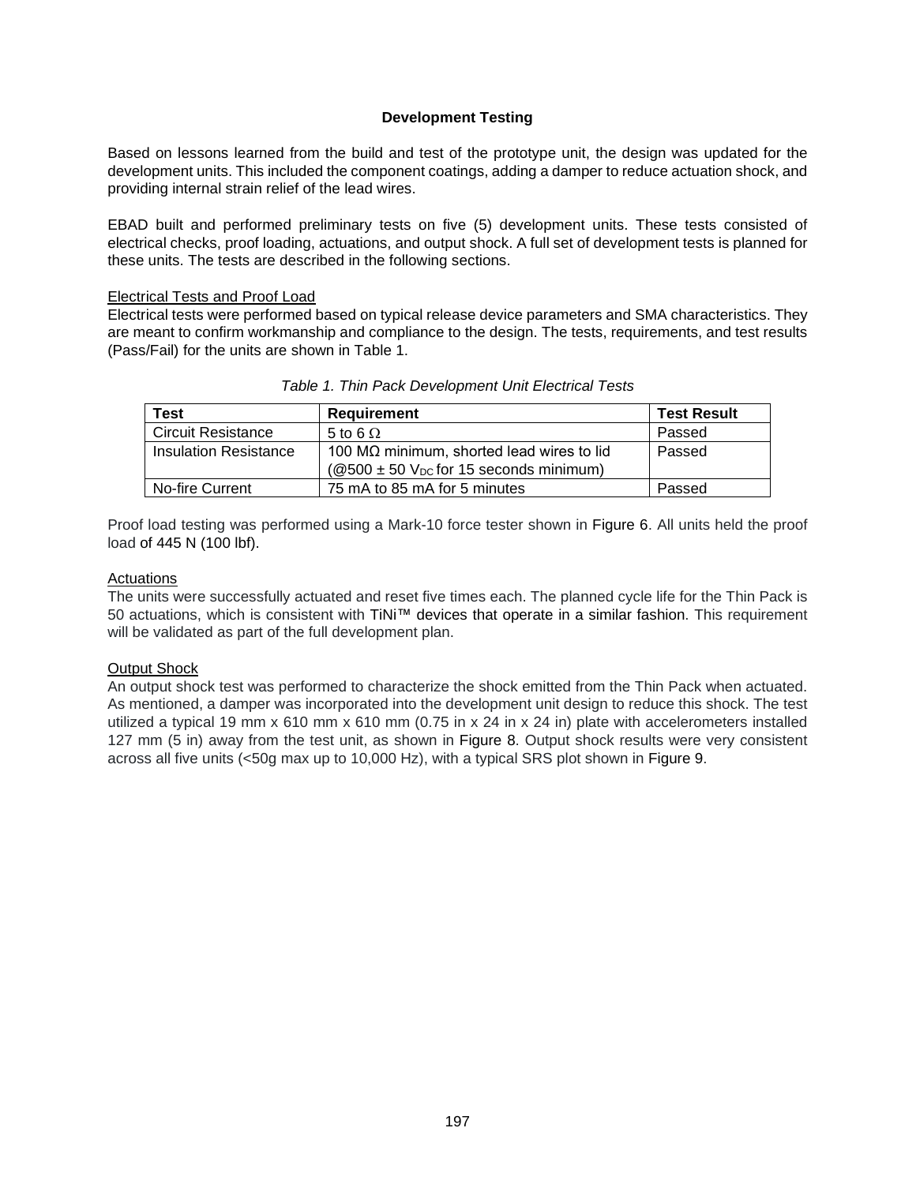## Development Testing

Based on lessons learned from the build and test of the prototype unit, the design was updated for the development units. This included the component coatings, adding a damper to reduce actuation shock, and providing internal strain relief of the lead wires.

EBAD built and performed preliminary tests on five (5) development units. These tests consisted of electrical checks, proof loading, actuations, and output shock. A full set of development tests is planned for these units. The tests are described in the following sections.

### Electrical Tests and Proof Load

Electrical tests were performed based on typical release device parameters and SMA characteristics. They are meant to confirm workmanship and compliance to the design. The tests, requirements, and test results (Pass/Fail) for the units are shown in Table 1.

*Table 1. Thin Pack Development Unit Electrical Tests*

| Test | Requirement | Test Result |
|---|---|---|
| Circuit Resistance | 5 to 6 $\Omega$ | Passed |
| Insulation Resistance | 100 M$\Omega$ minimum, shorted lead wires to lid (@500 ± 50 $V_{DC}$ for 15 seconds minimum) | Passed |
| No-fire Current | 75 mA to 85 mA for 5 minutes | Passed |

Proof load testing was performed using a Mark-10 force tester shown in Figure 6. All units held the proof load of 445 N (100 lbf).

### Actuations

The units were successfully actuated and reset five times each. The planned cycle life for the Thin Pack is 50 actuations, which is consistent with TiNi™ devices that operate in a similar fashion. This requirement will be validated as part of the full development plan.

### Output Shock

An output shock test was performed to characterize the shock emitted from the Thin Pack when actuated. As mentioned, a damper was incorporated into the development unit design to reduce this shock. The test utilized a typical 19 mm x 610 mm x 610 mm (0.75 in x 24 in x 24 in) plate with accelerometers installed 127 mm (5 in) away from the test unit, as shown in Figure 8. Output shock results were very consistent across all five units (<50g max up to 10,000 Hz), with a typical SRS plot shown in Figure 9.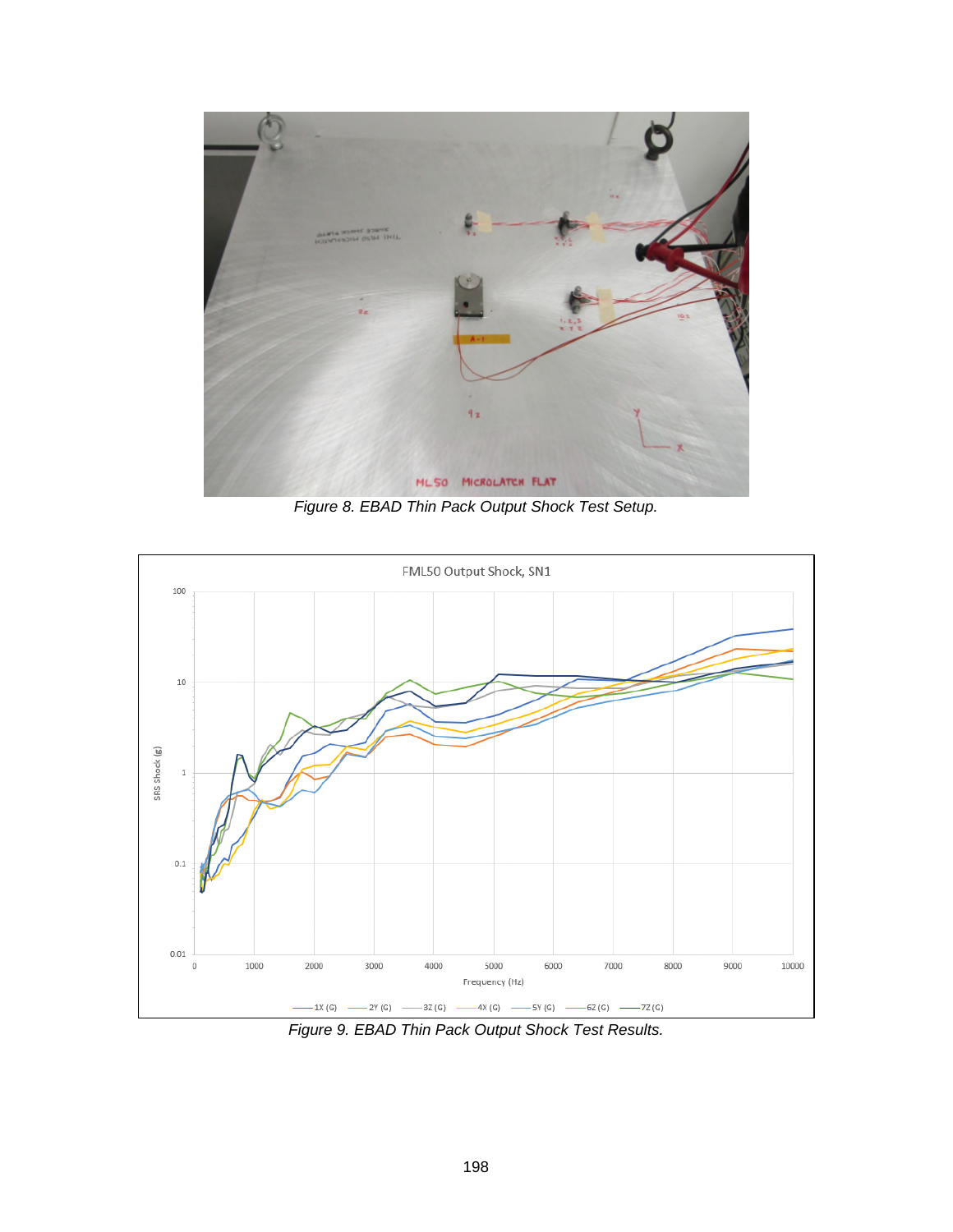Figure 8. EBAD Thin Pack Output Shock Test Setup.

Figure 9. EBAD Thin Pack Output Shock Test Results.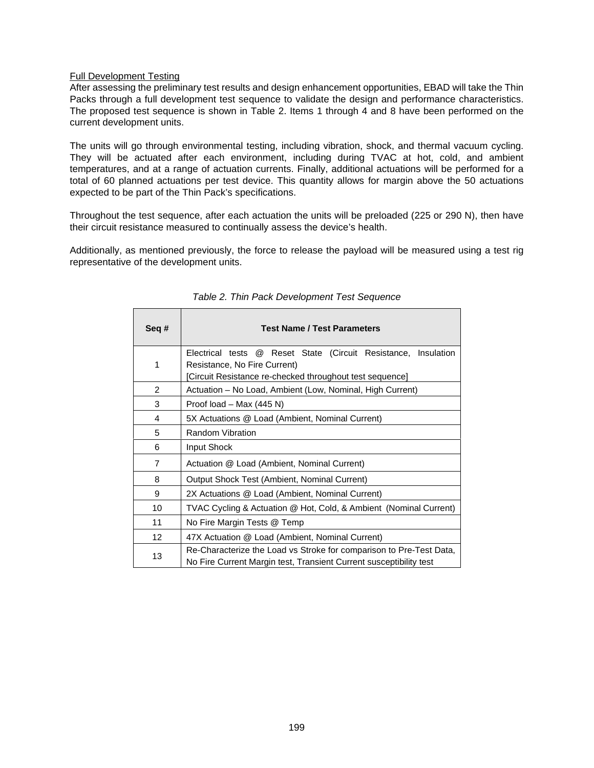<u>Full Development Testing</u>

After assessing the preliminary test results and design enhancement opportunities, EBAD will take the Thin Packs through a full development test sequence to validate the design and performance characteristics. The proposed test sequence is shown in Table 2. Items 1 through 4 and 8 have been performed on the current development units.

The units will go through environmental testing, including vibration, shock, and thermal vacuum cycling. They will be actuated after each environment, including during TVAC at hot, cold, and ambient temperatures, and at a range of actuation currents. Finally, additional actuations will be performed for a total of 60 planned actuations per test device. This quantity allows for margin above the 50 actuations expected to be part of the Thin Pack's specifications.

Throughout the test sequence, after each actuation the units will be preloaded (225 or 290 N), then have their circuit resistance measured to continually assess the device's health.

Additionally, as mentioned previously, the force to release the payload will be measured using a test rig representative of the development units.

*Table 2. Thin Pack Development Test Sequence*

| Seq # | Test Name / Test Parameters |
|---|---|
| 1 | Electrical tests @ Reset State (Circuit Resistance, Insulation Resistance, No Fire Current) [Circuit Resistance re-checked throughout test sequence] |
| 2 | Actuation – No Load, Ambient (Low, Nominal, High Current) |
| 3 | Proof load – Max (445 N) |
| 4 | 5X Actuations @ Load (Ambient, Nominal Current) |
| 5 | Random Vibration |
| 6 | Input Shock |
| 7 | Actuation @ Load (Ambient, Nominal Current) |
| 8 | Output Shock Test (Ambient, Nominal Current) |
| 9 | 2X Actuations @ Load (Ambient, Nominal Current) |
| 10 | TVAC Cycling & Actuation @ Hot, Cold, & Ambient (Nominal Current) |
| 11 | No Fire Margin Tests @ Temp |
| 12 | 47X Actuation @ Load (Ambient, Nominal Current) |
| 13 | Re-Characterize the Load vs Stroke for comparison to Pre-Test Data, No Fire Current Margin test, Transient Current susceptibility test |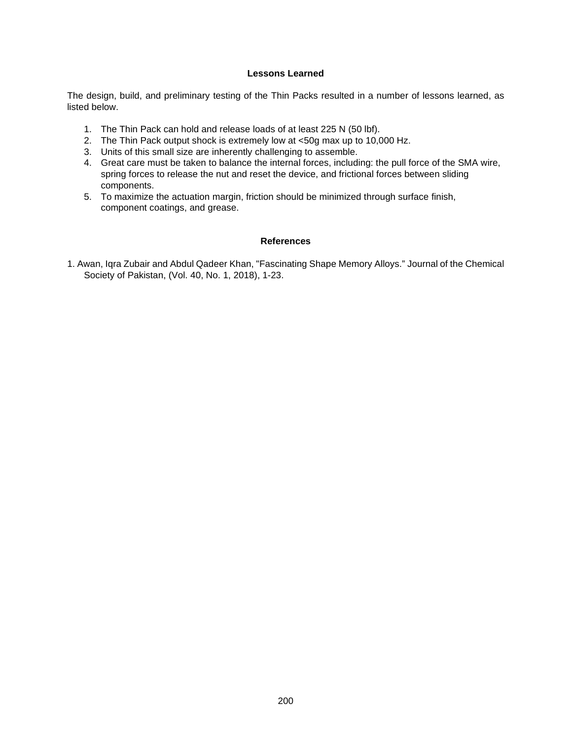## Lessons Learned

The design, build, and preliminary testing of the Thin Packs resulted in a number of lessons learned, as listed below.

1. The Thin Pack can hold and release loads of at least 225 N (50 lbf).
2. The Thin Pack output shock is extremely low at <50g max up to 10,000 Hz.
3. Units of this small size are inherently challenging to assemble.
4. Great care must be taken to balance the internal forces, including: the pull force of the SMA wire, spring forces to release the nut and reset the device, and frictional forces between sliding components.
5. To maximize the actuation margin, friction should be minimized through surface finish, component coatings, and grease.

## References

1. Awan, Iqra Zubair and Abdul Qadeer Khan, "Fascinating Shape Memory Alloys." Journal of the Chemical Society of Pakistan, (Vol. 40, No. 1, 2018), 1-23.